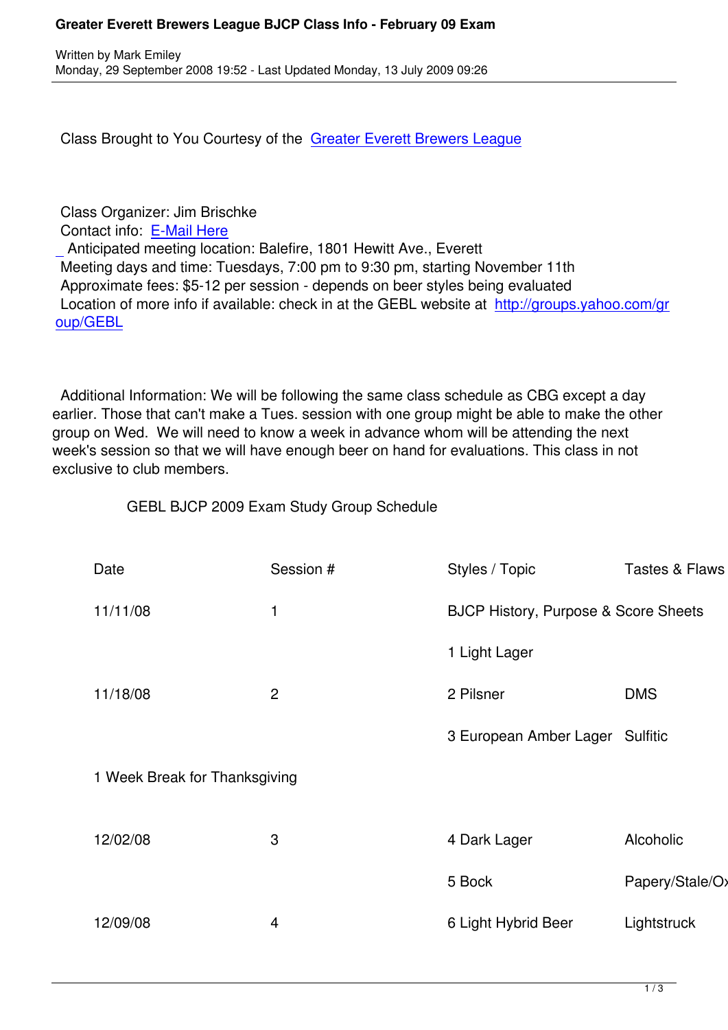Class Brought to You Courtesy of the Greater Everett Brewers League

Class Organizer: Jim Brischke
Contact info: E-Mail Here
_ Anticipated meeting location: Balefire, 1801 Hewitt Ave., Everett
Meeting days and time: Tuesdays, 7:00 pm to 9:30 pm, starting November 11th
Approximate fees: $5-12 per session - depends on beer styles being evaluated
Location of more info if available: check in at the GEBL website at http://groups.yahoo.com/group/GEBL

Additional Information: We will be following the same class schedule as CBG except a day earlier. Those that can't make a Tues. session with one group might be able to make the other group on Wed. We will need to know a week in advance whom will be attending the next week's session so that we will have enough beer on hand for evaluations. This class in not exclusive to club members.

GEBL BJCP 2009 Exam Study Group Schedule

| Date | Session # | Styles / Topic | Tastes & Flaws |
|---|---|---|---|
| 11/11/08 | 1 | BJCP History, Purpose & Score Sheets | |
| | | 1 Light Lager | |
| 11/18/08 | 2 | 2 Pilsner | DMS |
| | | 3 European Amber Lager | Sulfitic |
| 1 Week Break for Thanksgiving | | | |
| 12/02/08 | 3 | 4 Dark Lager | Alcoholic |
| | | 5 Bock | Papery/Stale/Ox |
| 12/09/08 | 4 | 6 Light Hybrid Beer | Lightstruck |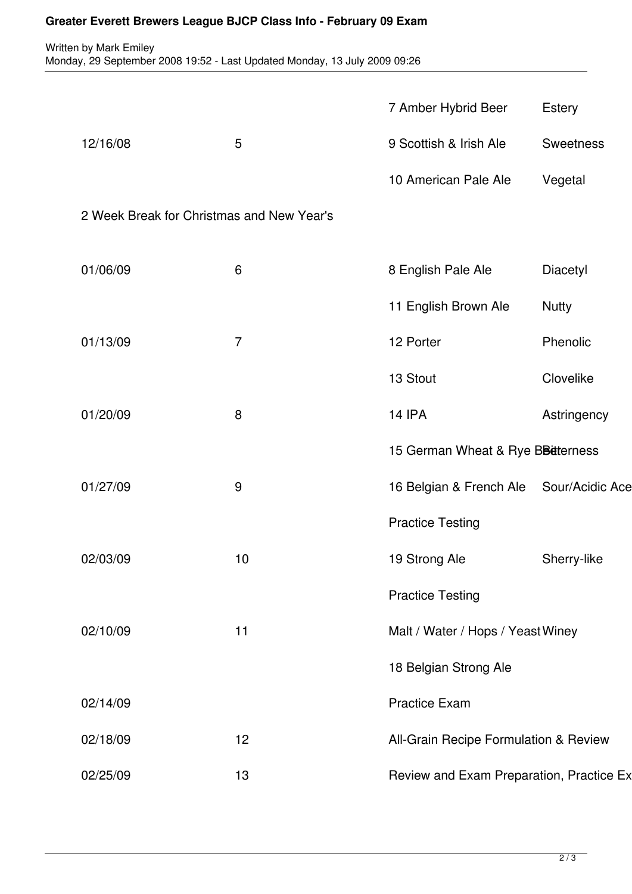| | | | |
|---|---|---|---|
| | | 7 Amber Hybrid Beer | Estery |
| 12/16/08 | 5 | 9 Scottish & Irish Ale | Sweetness |
| | | 10 American Pale Ale | Vegetal |
| 2 Week Break for Christmas and New Year's | | | |
| 01/06/09 | 6 | 8 English Pale Ale | Diacetyl |
| | | 11 English Brown Ale | Nutty |
| 01/13/09 | 7 | 12 Porter | Phenolic |
| | | 13 Stout | Clovelike |
| 01/20/09 | 8 | 14 IPA | Astringency |
| | | 15 German Wheat & Rye Beer | Bitterness |
| 01/27/09 | 9 | 16 Belgian & French Ale | Sour/Acidic Ace |
| | | Practice Testing | |
| 02/03/09 | 10 | 19 Strong Ale | Sherry-like |
| | | Practice Testing | |
| 02/10/09 | 11 | Malt / Water / Hops / Yeast | Winey |
| | | 18 Belgian Strong Ale | |
| 02/14/09 | | Practice Exam | |
| 02/18/09 | 12 | All-Grain Recipe Formulation & Review | |
| 02/25/09 | 13 | Review and Exam Preparation, Practice Ex | |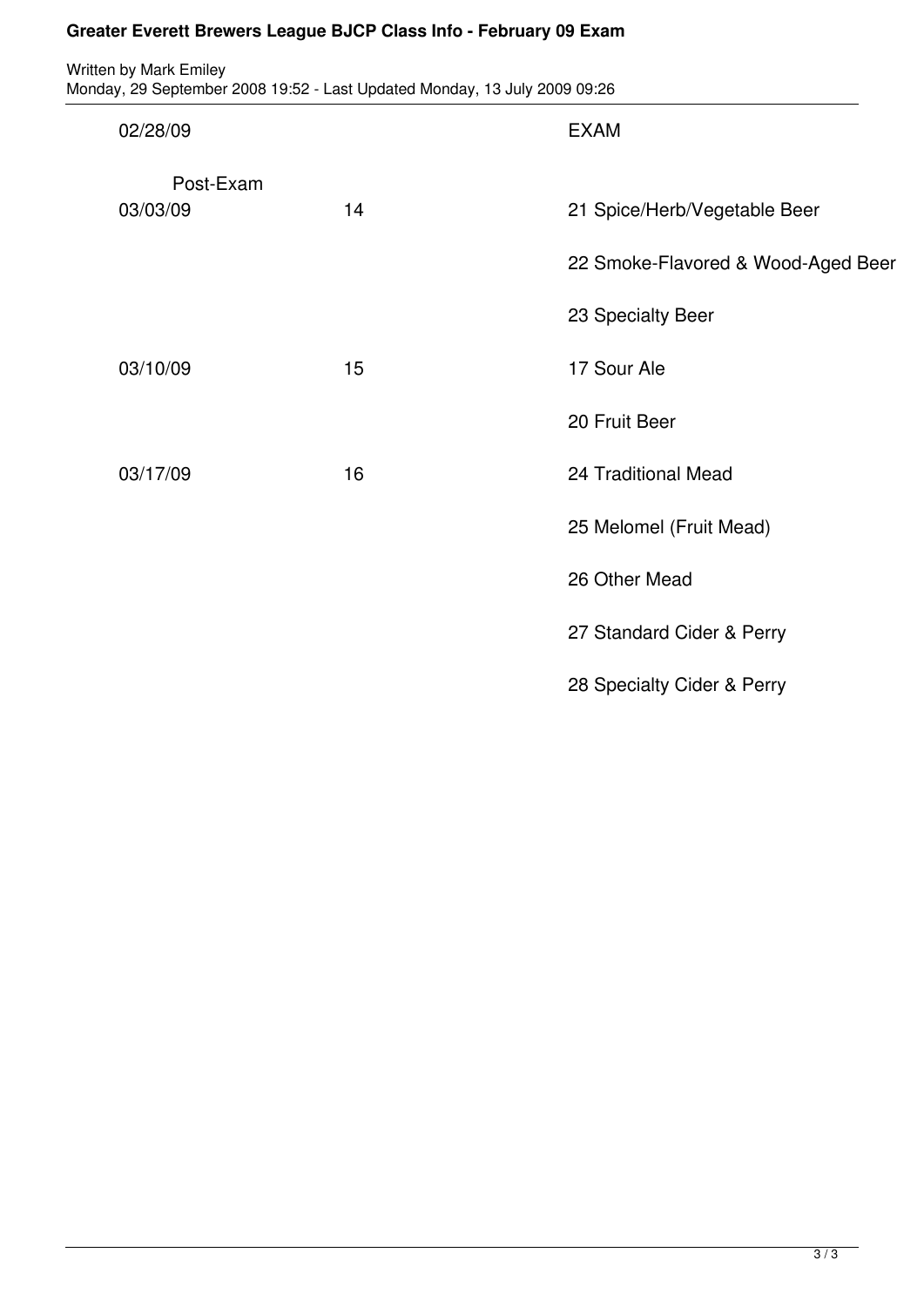| | | |
|---|---|---|
| 02/28/09 | | EXAM |
| Post-Exam 03/03/09 | 14 | 21 Spice/Herb/Vegetable Beer |
| | | 22 Smoke-Flavored & Wood-Aged Beer |
| | | 23 Specialty Beer |
| 03/10/09 | 15 | 17 Sour Ale |
| | | 20 Fruit Beer |
| 03/17/09 | 16 | 24 Traditional Mead |
| | | 25 Melomel (Fruit Mead) |
| | | 26 Other Mead |
| | | 27 Standard Cider & Perry |
| | | 28 Specialty Cider & Perry |